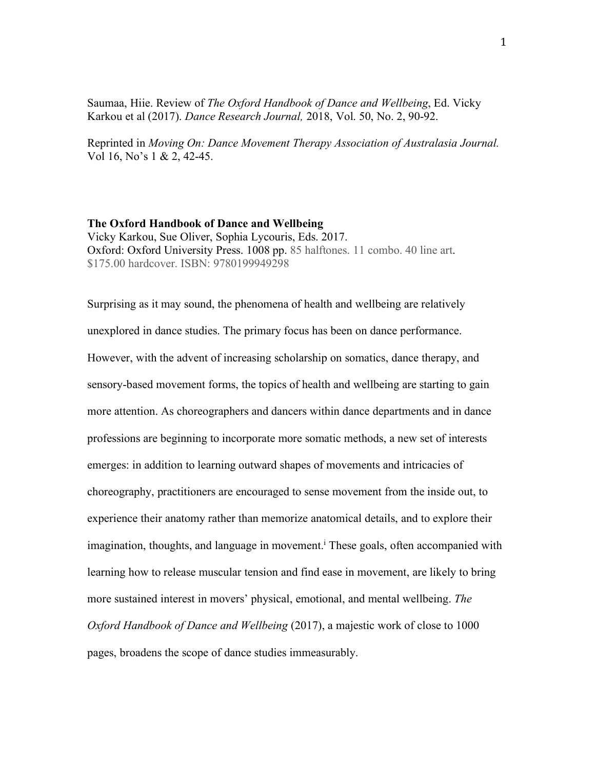Saumaa, Hiie. Review of *The Oxford Handbook of Dance and Wellbeing*, Ed. Vicky Karkou et al (2017). *Dance Research Journal,* 2018, Vol. 50, No. 2, 90-92.

Reprinted in *Moving On: Dance Movement Therapy Association of Australasia Journal.* Vol 16, No's 1 & 2, 42-45.

**The Oxford Handbook of Dance and Wellbeing**
Vicky Karkou, Sue Oliver, Sophia Lycouris, Eds. 2017.
Oxford: Oxford University Press. 1008 pp. 85 halftones. 11 combo. 40 line art.
$175.00 hardcover. ISBN: 9780199949298

Surprising as it may sound, the phenomena of health and wellbeing are relatively unexplored in dance studies. The primary focus has been on dance performance. However, with the advent of increasing scholarship on somatics, dance therapy, and sensory-based movement forms, the topics of health and wellbeing are starting to gain more attention. As choreographers and dancers within dance departments and in dance professions are beginning to incorporate more somatic methods, a new set of interests emerges: in addition to learning outward shapes of movements and intricacies of choreography, practitioners are encouraged to sense movement from the inside out, to experience their anatomy rather than memorize anatomical details, and to explore their imagination, thoughts, and language in movement.[i] These goals, often accompanied with learning how to release muscular tension and find ease in movement, are likely to bring more sustained interest in movers' physical, emotional, and mental wellbeing. *The Oxford Handbook of Dance and Wellbeing* (2017), a majestic work of close to 1000 pages, broadens the scope of dance studies immeasurably.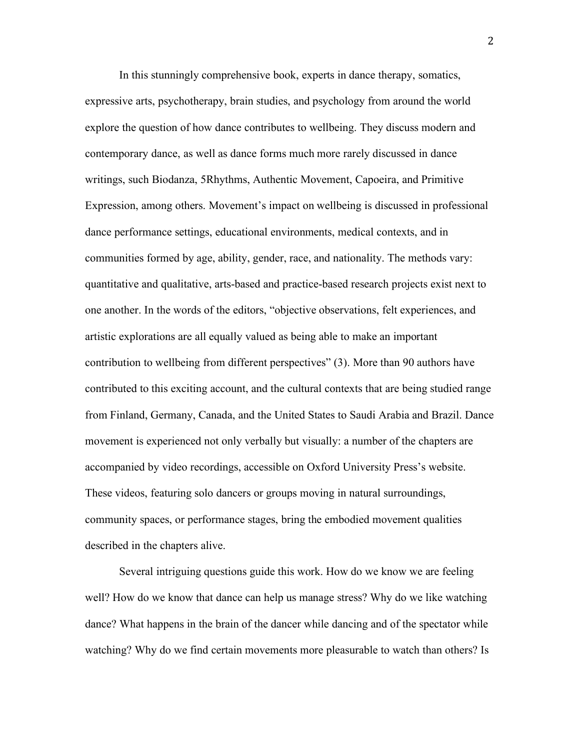In this stunningly comprehensive book, experts in dance therapy, somatics, expressive arts, psychotherapy, brain studies, and psychology from around the world explore the question of how dance contributes to wellbeing. They discuss modern and contemporary dance, as well as dance forms much more rarely discussed in dance writings, such Biodanza, 5Rhythms, Authentic Movement, Capoeira, and Primitive Expression, among others. Movement's impact on wellbeing is discussed in professional dance performance settings, educational environments, medical contexts, and in communities formed by age, ability, gender, race, and nationality. The methods vary: quantitative and qualitative, arts-based and practice-based research projects exist next to one another. In the words of the editors, "objective observations, felt experiences, and artistic explorations are all equally valued as being able to make an important contribution to wellbeing from different perspectives" (3). More than 90 authors have contributed to this exciting account, and the cultural contexts that are being studied range from Finland, Germany, Canada, and the United States to Saudi Arabia and Brazil. Dance movement is experienced not only verbally but visually: a number of the chapters are accompanied by video recordings, accessible on Oxford University Press's website. These videos, featuring solo dancers or groups moving in natural surroundings, community spaces, or performance stages, bring the embodied movement qualities described in the chapters alive.

Several intriguing questions guide this work. How do we know we are feeling well? How do we know that dance can help us manage stress? Why do we like watching dance? What happens in the brain of the dancer while dancing and of the spectator while watching? Why do we find certain movements more pleasurable to watch than others? Is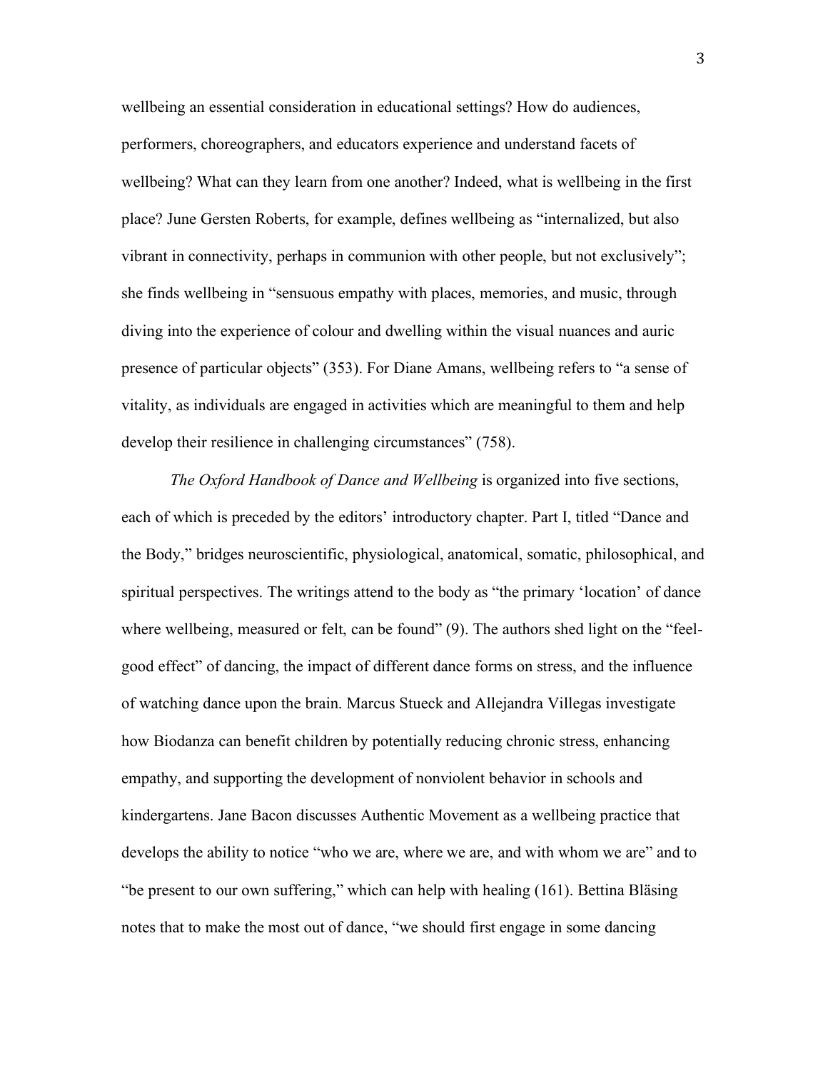wellbeing an essential consideration in educational settings? How do audiences, performers, choreographers, and educators experience and understand facets of wellbeing? What can they learn from one another? Indeed, what is wellbeing in the first place? June Gersten Roberts, for example, defines wellbeing as "internalized, but also vibrant in connectivity, perhaps in communion with other people, but not exclusively"; she finds wellbeing in "sensuous empathy with places, memories, and music, through diving into the experience of colour and dwelling within the visual nuances and auric presence of particular objects" (353). For Diane Amans, wellbeing refers to "a sense of vitality, as individuals are engaged in activities which are meaningful to them and help develop their resilience in challenging circumstances" (758).

*The Oxford Handbook of Dance and Wellbeing* is organized into five sections, each of which is preceded by the editors' introductory chapter. Part I, titled "Dance and the Body," bridges neuroscientific, physiological, anatomical, somatic, philosophical, and spiritual perspectives. The writings attend to the body as "the primary 'location' of dance where wellbeing, measured or felt, can be found" (9). The authors shed light on the "feel-good effect" of dancing, the impact of different dance forms on stress, and the influence of watching dance upon the brain. Marcus Stueck and Allejandra Villegas investigate how Biodanza can benefit children by potentially reducing chronic stress, enhancing empathy, and supporting the development of nonviolent behavior in schools and kindergartens. Jane Bacon discusses Authentic Movement as a wellbeing practice that develops the ability to notice "who we are, where we are, and with whom we are" and to "be present to our own suffering," which can help with healing (161). Bettina Bläsing notes that to make the most out of dance, "we should first engage in some dancing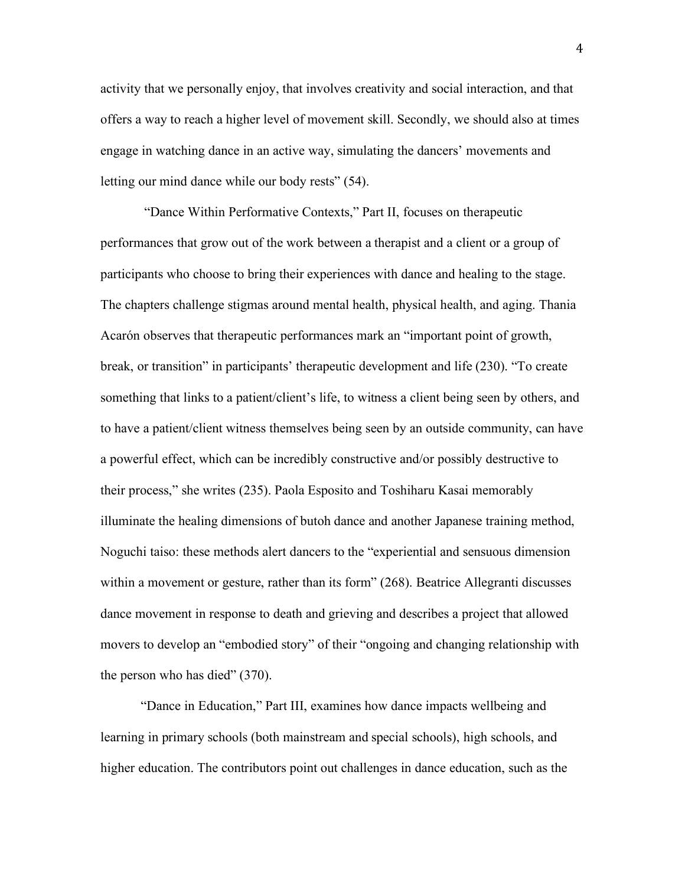activity that we personally enjoy, that involves creativity and social interaction, and that offers a way to reach a higher level of movement skill. Secondly, we should also at times engage in watching dance in an active way, simulating the dancers' movements and letting our mind dance while our body rests" (54).

"Dance Within Performative Contexts," Part II, focuses on therapeutic performances that grow out of the work between a therapist and a client or a group of participants who choose to bring their experiences with dance and healing to the stage. The chapters challenge stigmas around mental health, physical health, and aging. Thania Acarón observes that therapeutic performances mark an "important point of growth, break, or transition" in participants' therapeutic development and life (230). "To create something that links to a patient/client's life, to witness a client being seen by others, and to have a patient/client witness themselves being seen by an outside community, can have a powerful effect, which can be incredibly constructive and/or possibly destructive to their process," she writes (235). Paola Esposito and Toshiharu Kasai memorably illuminate the healing dimensions of butoh dance and another Japanese training method, Noguchi taiso: these methods alert dancers to the "experiential and sensuous dimension within a movement or gesture, rather than its form" (268). Beatrice Allegranti discusses dance movement in response to death and grieving and describes a project that allowed movers to develop an "embodied story" of their "ongoing and changing relationship with the person who has died" (370).

"Dance in Education," Part III, examines how dance impacts wellbeing and learning in primary schools (both mainstream and special schools), high schools, and higher education. The contributors point out challenges in dance education, such as the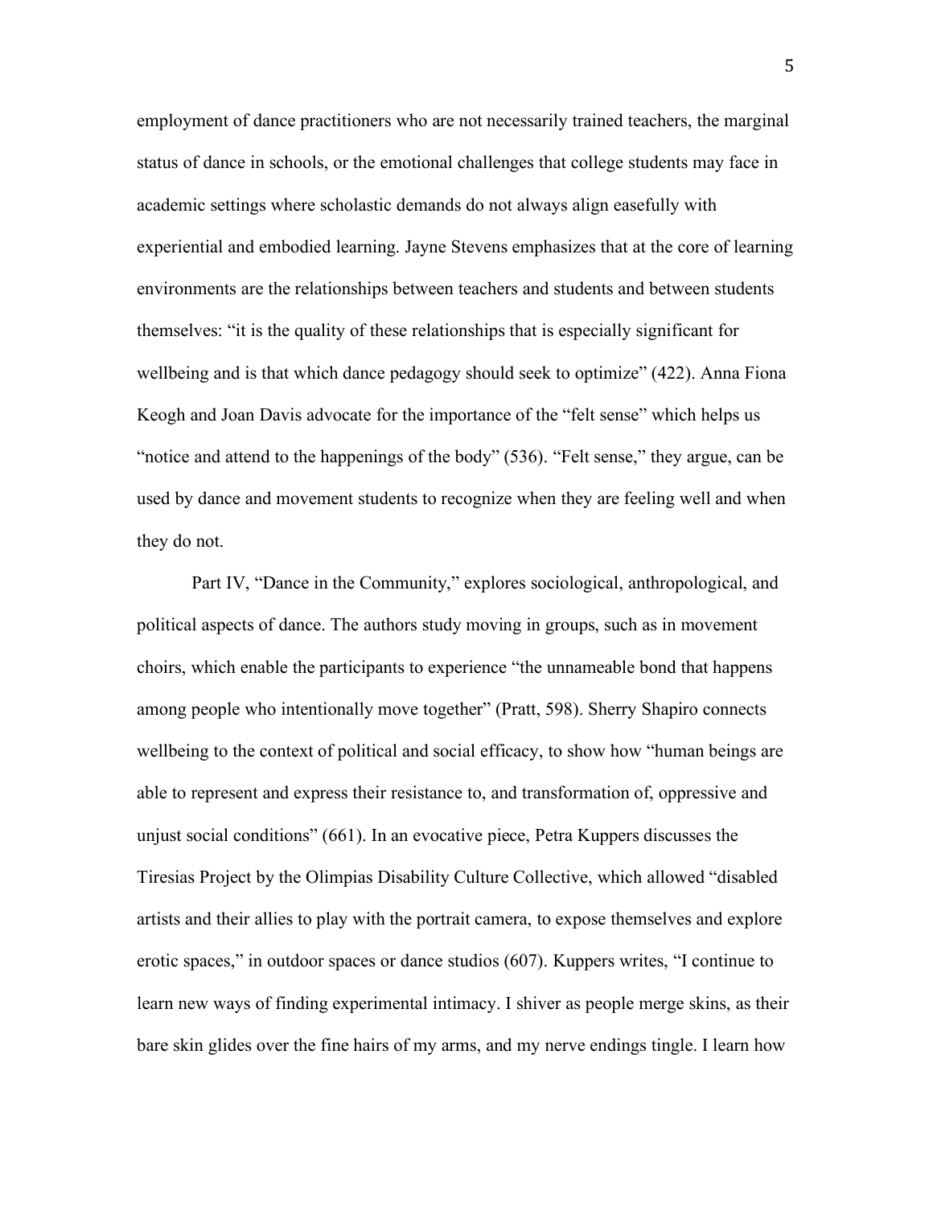employment of dance practitioners who are not necessarily trained teachers, the marginal status of dance in schools, or the emotional challenges that college students may face in academic settings where scholastic demands do not always align easefully with experiential and embodied learning. Jayne Stevens emphasizes that at the core of learning environments are the relationships between teachers and students and between students themselves: "it is the quality of these relationships that is especially significant for wellbeing and is that which dance pedagogy should seek to optimize" (422). Anna Fiona Keogh and Joan Davis advocate for the importance of the "felt sense" which helps us "notice and attend to the happenings of the body" (536). "Felt sense," they argue, can be used by dance and movement students to recognize when they are feeling well and when they do not.

Part IV, "Dance in the Community," explores sociological, anthropological, and political aspects of dance. The authors study moving in groups, such as in movement choirs, which enable the participants to experience "the unnameable bond that happens among people who intentionally move together" (Pratt, 598). Sherry Shapiro connects wellbeing to the context of political and social efficacy, to show how "human beings are able to represent and express their resistance to, and transformation of, oppressive and unjust social conditions" (661). In an evocative piece, Petra Kuppers discusses the Tiresias Project by the Olimpias Disability Culture Collective, which allowed "disabled artists and their allies to play with the portrait camera, to expose themselves and explore erotic spaces," in outdoor spaces or dance studios (607). Kuppers writes, "I continue to learn new ways of finding experimental intimacy. I shiver as people merge skins, as their bare skin glides over the fine hairs of my arms, and my nerve endings tingle. I learn how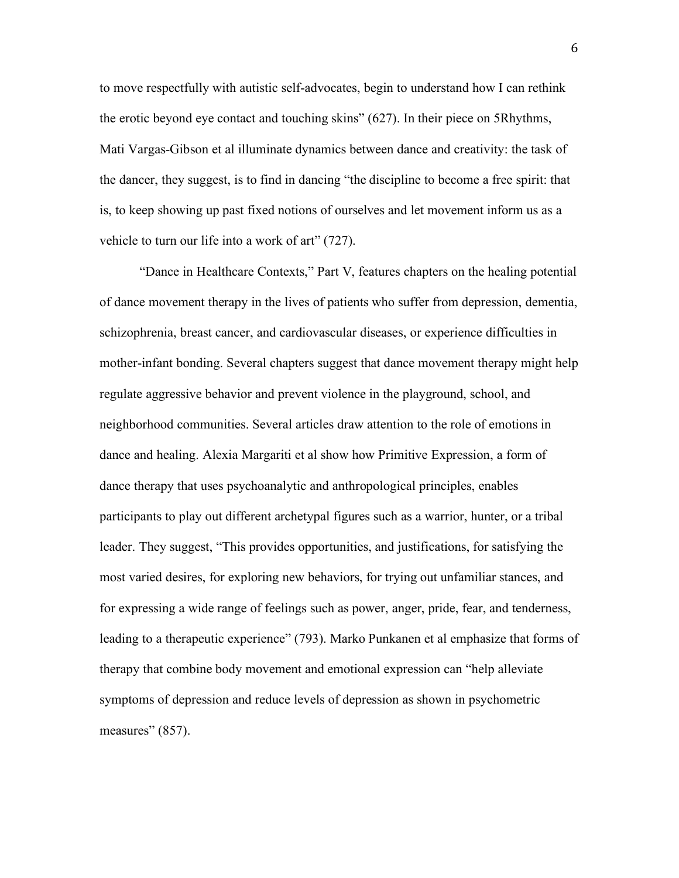to move respectfully with autistic self-advocates, begin to understand how I can rethink the erotic beyond eye contact and touching skins" (627). In their piece on 5Rhythms, Mati Vargas-Gibson et al illuminate dynamics between dance and creativity: the task of the dancer, they suggest, is to find in dancing "the discipline to become a free spirit: that is, to keep showing up past fixed notions of ourselves and let movement inform us as a vehicle to turn our life into a work of art" (727).

"Dance in Healthcare Contexts," Part V, features chapters on the healing potential of dance movement therapy in the lives of patients who suffer from depression, dementia, schizophrenia, breast cancer, and cardiovascular diseases, or experience difficulties in mother-infant bonding. Several chapters suggest that dance movement therapy might help regulate aggressive behavior and prevent violence in the playground, school, and neighborhood communities. Several articles draw attention to the role of emotions in dance and healing. Alexia Margariti et al show how Primitive Expression, a form of dance therapy that uses psychoanalytic and anthropological principles, enables participants to play out different archetypal figures such as a warrior, hunter, or a tribal leader. They suggest, "This provides opportunities, and justifications, for satisfying the most varied desires, for exploring new behaviors, for trying out unfamiliar stances, and for expressing a wide range of feelings such as power, anger, pride, fear, and tenderness, leading to a therapeutic experience" (793). Marko Punkanen et al emphasize that forms of therapy that combine body movement and emotional expression can "help alleviate symptoms of depression and reduce levels of depression as shown in psychometric measures" (857).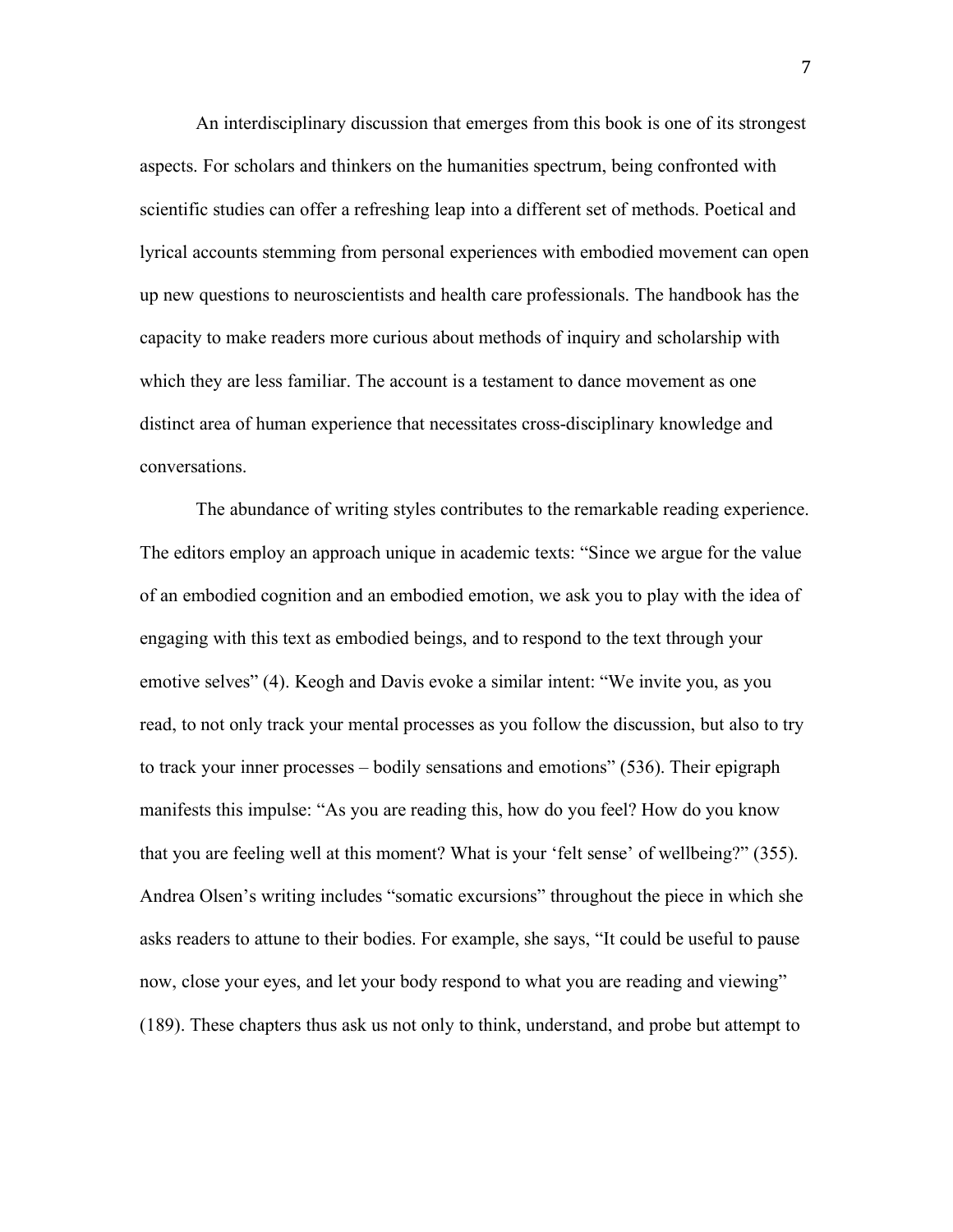An interdisciplinary discussion that emerges from this book is one of its strongest aspects. For scholars and thinkers on the humanities spectrum, being confronted with scientific studies can offer a refreshing leap into a different set of methods. Poetical and lyrical accounts stemming from personal experiences with embodied movement can open up new questions to neuroscientists and health care professionals. The handbook has the capacity to make readers more curious about methods of inquiry and scholarship with which they are less familiar. The account is a testament to dance movement as one distinct area of human experience that necessitates cross-disciplinary knowledge and conversations.

The abundance of writing styles contributes to the remarkable reading experience. The editors employ an approach unique in academic texts: "Since we argue for the value of an embodied cognition and an embodied emotion, we ask you to play with the idea of engaging with this text as embodied beings, and to respond to the text through your emotive selves" (4). Keogh and Davis evoke a similar intent: "We invite you, as you read, to not only track your mental processes as you follow the discussion, but also to try to track your inner processes – bodily sensations and emotions" (536). Their epigraph manifests this impulse: "As you are reading this, how do you feel? How do you know that you are feeling well at this moment? What is your 'felt sense' of wellbeing?" (355). Andrea Olsen's writing includes "somatic excursions" throughout the piece in which she asks readers to attune to their bodies. For example, she says, "It could be useful to pause now, close your eyes, and let your body respond to what you are reading and viewing" (189). These chapters thus ask us not only to think, understand, and probe but attempt to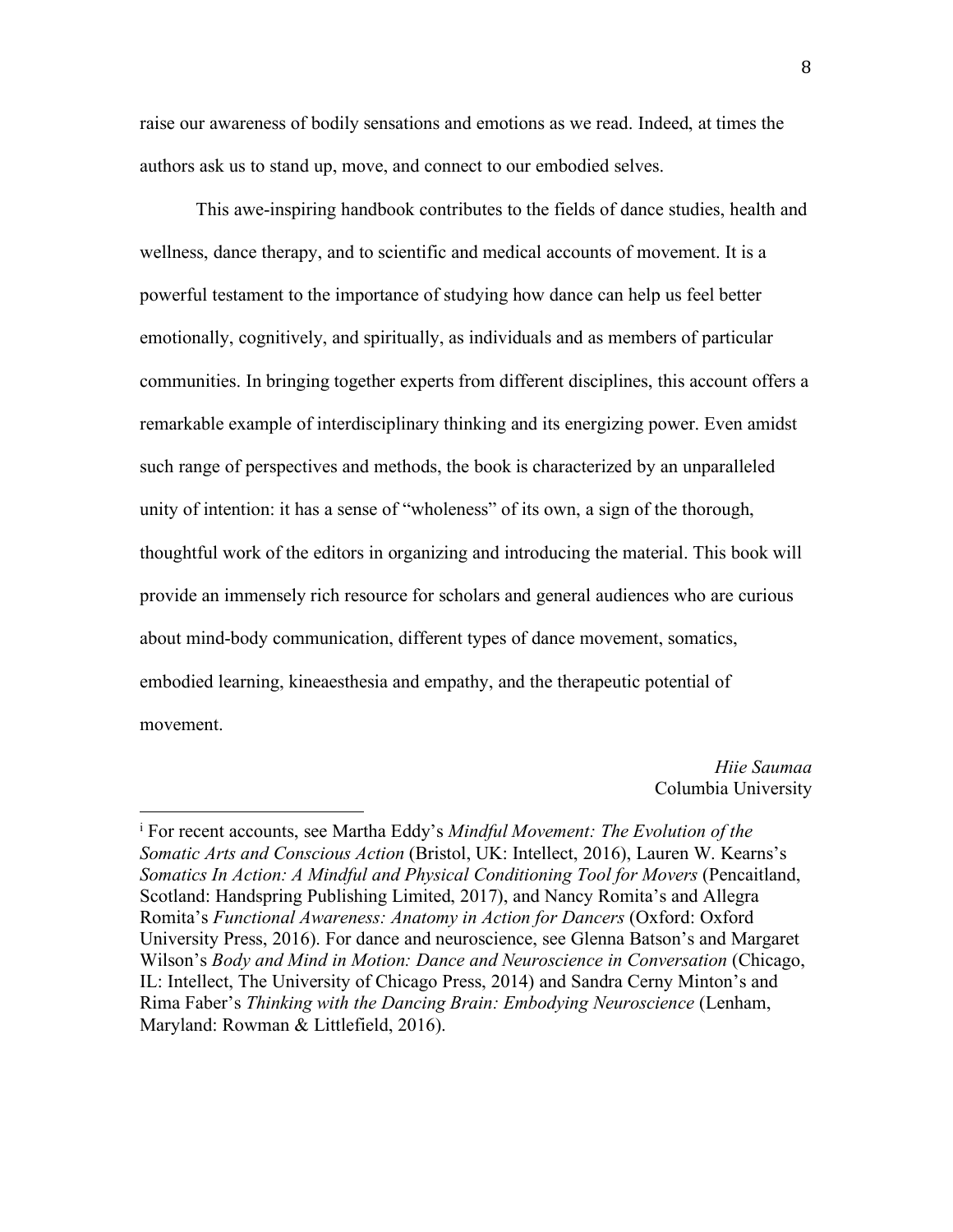raise our awareness of bodily sensations and emotions as we read. Indeed, at times the authors ask us to stand up, move, and connect to our embodied selves.

This awe-inspiring handbook contributes to the fields of dance studies, health and wellness, dance therapy, and to scientific and medical accounts of movement. It is a powerful testament to the importance of studying how dance can help us feel better emotionally, cognitively, and spiritually, as individuals and as members of particular communities. In bringing together experts from different disciplines, this account offers a remarkable example of interdisciplinary thinking and its energizing power. Even amidst such range of perspectives and methods, the book is characterized by an unparalleled unity of intention: it has a sense of "wholeness" of its own, a sign of the thorough, thoughtful work of the editors in organizing and introducing the material. This book will provide an immensely rich resource for scholars and general audiences who are curious about mind-body communication, different types of dance movement, somatics, embodied learning, kineaesthesia and empathy, and the therapeutic potential of movement.

*Hiie Saumaa*
Columbia University

---

[i] For recent accounts, see Martha Eddy's *Mindful Movement: The Evolution of the Somatic Arts and Conscious Action* (Bristol, UK: Intellect, 2016), Lauren W. Kearns's *Somatics In Action: A Mindful and Physical Conditioning Tool for Movers* (Pencaitland, Scotland: Handspring Publishing Limited, 2017), and Nancy Romita's and Allegra Romita's *Functional Awareness: Anatomy in Action for Dancers* (Oxford: Oxford University Press, 2016). For dance and neuroscience, see Glenna Batson's and Margaret Wilson's *Body and Mind in Motion: Dance and Neuroscience in Conversation* (Chicago, IL: Intellect, The University of Chicago Press, 2014) and Sandra Cerny Minton's and Rima Faber's *Thinking with the Dancing Brain: Embodying Neuroscience* (Lenham, Maryland: Rowman & Littlefield, 2016).